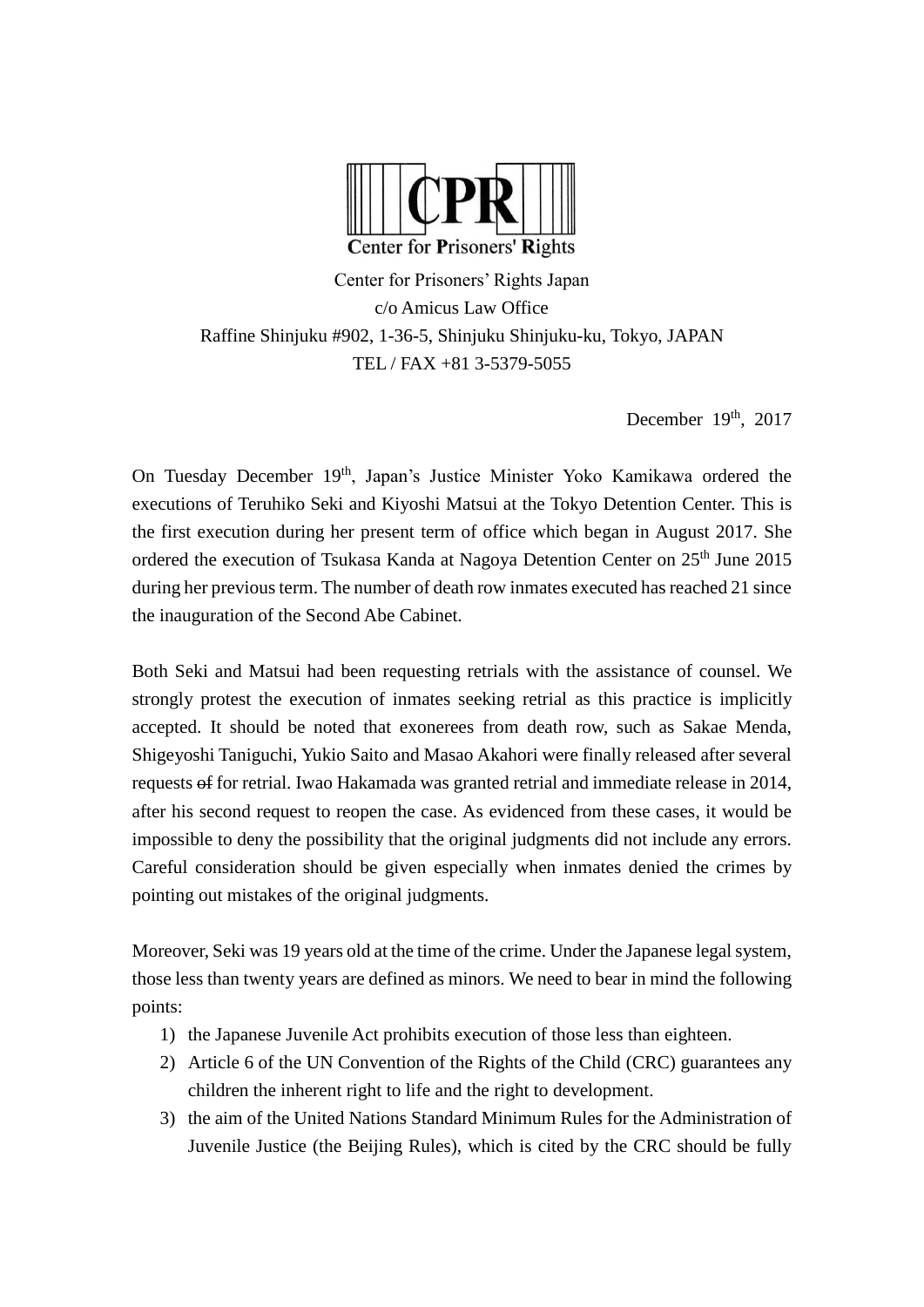**CPR**

**C**enter for **P**risoners' **R**ights

Center for Prisoners' Rights Japan
c/o Amicus Law Office
Raffine Shinjuku #902, 1-36-5, Shinjuku Shinjuku-ku, Tokyo, JAPAN
TEL / FAX +81 3-5379-5055

December 19th, 2017

On Tuesday December 19th, Japan's Justice Minister Yoko Kamikawa ordered the executions of Teruhiko Seki and Kiyoshi Matsui at the Tokyo Detention Center. This is the first execution during her present term of office which began in August 2017. She ordered the execution of Tsukasa Kanda at Nagoya Detention Center on 25th June 2015 during her previous term. The number of death row inmates executed has reached 21 since the inauguration of the Second Abe Cabinet.

Both Seki and Matsui had been requesting retrials with the assistance of counsel. We strongly protest the execution of inmates seeking retrial as this practice is implicitly accepted. It should be noted that exonerees from death row, such as Sakae Menda, Shigeyoshi Taniguchi, Yukio Saito and Masao Akahori were finally released after several requests ~~of~~ for retrial. Iwao Hakamada was granted retrial and immediate release in 2014, after his second request to reopen the case. As evidenced from these cases, it would be impossible to deny the possibility that the original judgments did not include any errors. Careful consideration should be given especially when inmates denied the crimes by pointing out mistakes of the original judgments.

Moreover, Seki was 19 years old at the time of the crime. Under the Japanese legal system, those less than twenty years are defined as minors. We need to bear in mind the following points:

1) the Japanese Juvenile Act prohibits execution of those less than eighteen.
2) Article 6 of the UN Convention of the Rights of the Child (CRC) guarantees any children the inherent right to life and the right to development.
3) the aim of the United Nations Standard Minimum Rules for the Administration of Juvenile Justice (the Beijing Rules), which is cited by the CRC should be fully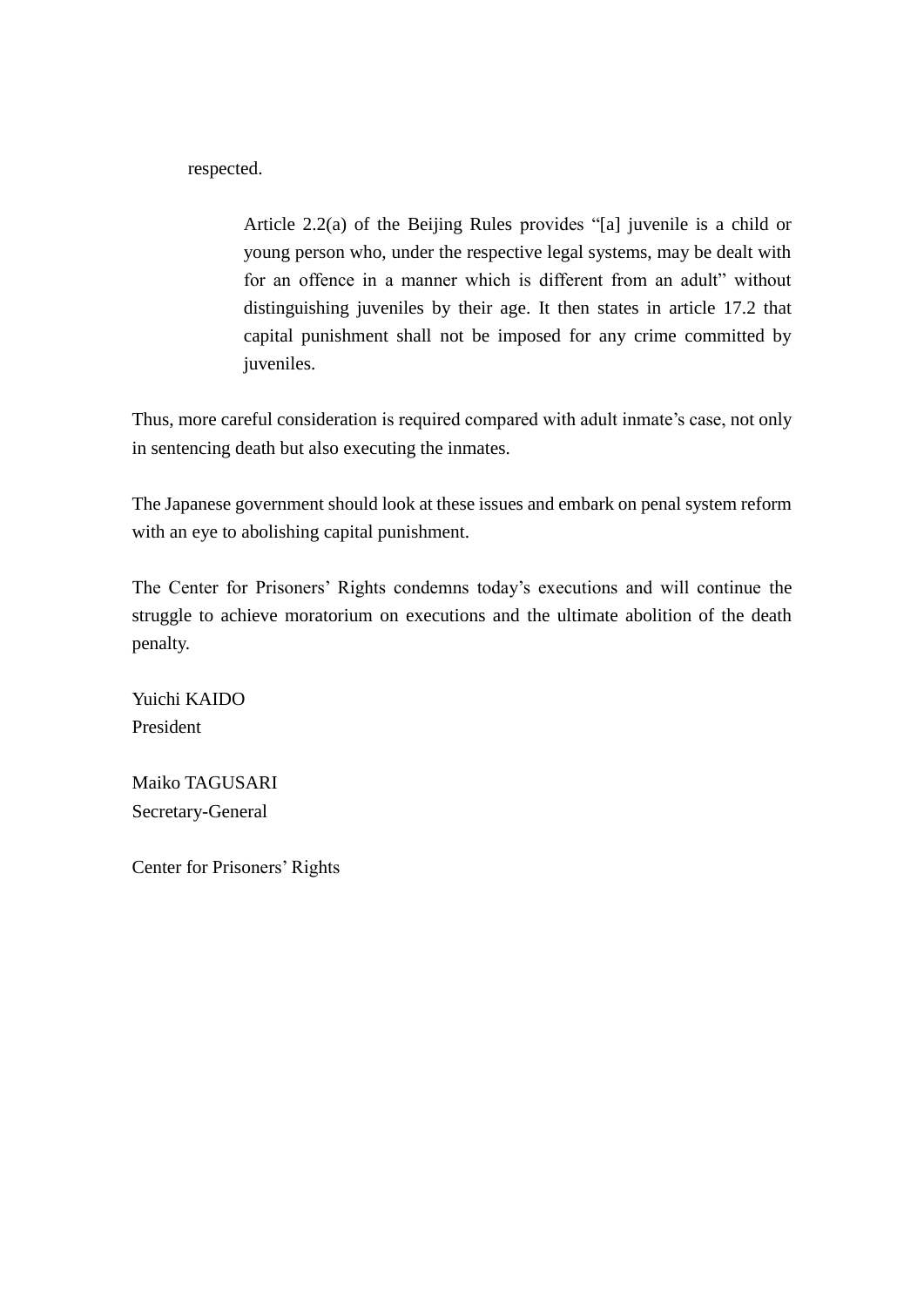respected.

> Article 2.2(a) of the Beijing Rules provides "[a] juvenile is a child or young person who, under the respective legal systems, may be dealt with for an offence in a manner which is different from an adult" without distinguishing juveniles by their age. It then states in article 17.2 that capital punishment shall not be imposed for any crime committed by juveniles.

Thus, more careful consideration is required compared with adult inmate's case, not only in sentencing death but also executing the inmates.

The Japanese government should look at these issues and embark on penal system reform with an eye to abolishing capital punishment.

The Center for Prisoners' Rights condemns today's executions and will continue the struggle to achieve moratorium on executions and the ultimate abolition of the death penalty.

Yuichi KAIDO
President

Maiko TAGUSARI
Secretary-General

Center for Prisoners' Rights